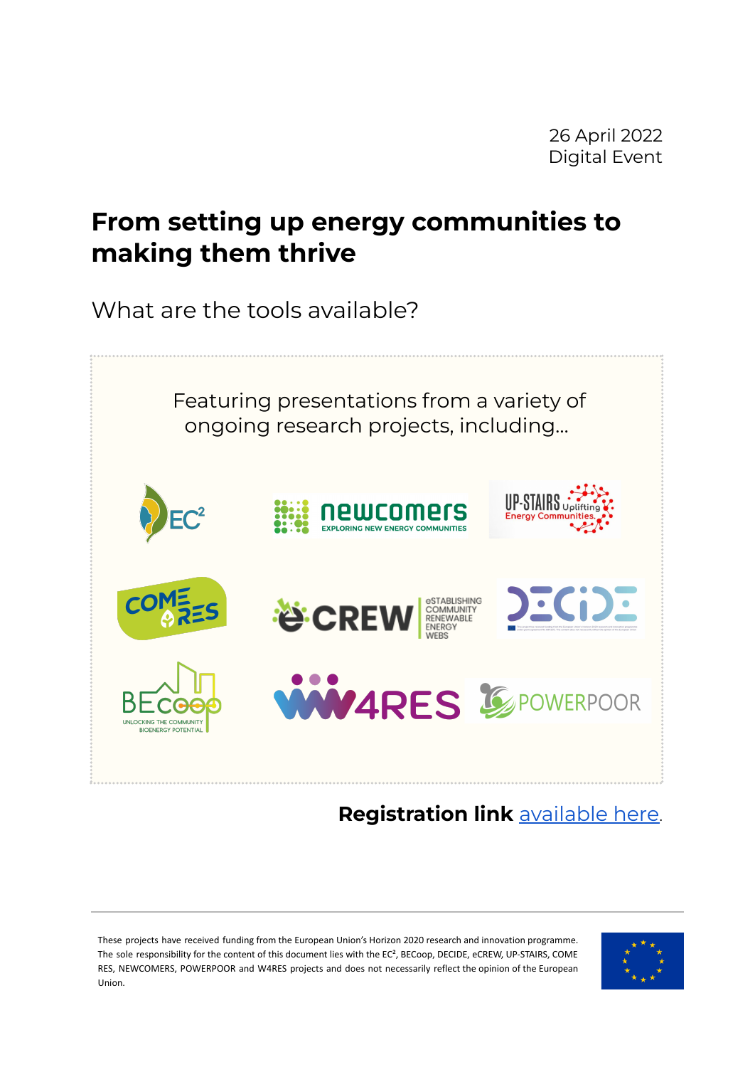26 April 2022
Digital Event

# From setting up energy communities to making them thrive

What are the tools available?

Featuring presentations from a variety of ongoing research projects, including...

**Registration link** available here.

These projects have received funding from the European Union's Horizon 2020 research and innovation programme. The sole responsibility for the content of this document lies with the EC², BECoop, DECIDE, eCREW, UP-STAIRS, COME RES, NEWCOMERS, POWERPOOR and W4RES projects and does not necessarily reflect the opinion of the European Union.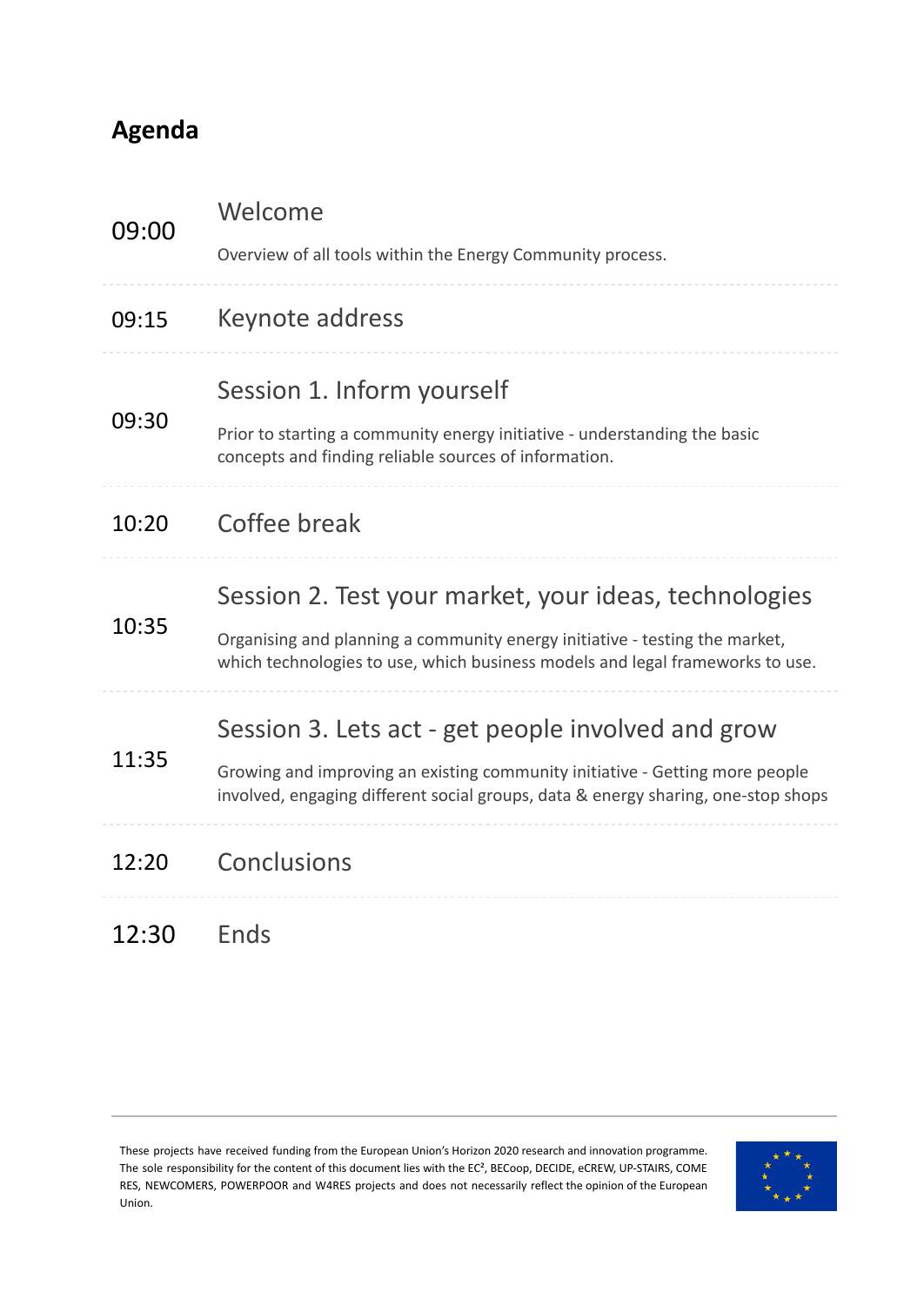## Agenda

| | | |
|---|---|---|
| 09:00 | **Welcome** | Overview of all tools within the Energy Community process. |
| 09:15 | **Keynote address** | |
| 09:30 | **Session 1. Inform yourself** | Prior to starting a community energy initiative - understanding the basic concepts and finding reliable sources of information. |
| 10:20 | **Coffee break** | |
| 10:35 | **Session 2. Test your market, your ideas, technologies** | Organising and planning a community energy initiative - testing the market, which technologies to use, which business models and legal frameworks to use. |
| 11:35 | **Session 3. Lets act - get people involved and grow** | Growing and improving an existing community initiative - Getting more people involved, engaging different social groups, data & energy sharing, one-stop shops |
| 12:20 | **Conclusions** | |
| 12:30 | **Ends** | |

---

These projects have received funding from the European Union's Horizon 2020 research and innovation programme. The sole responsibility for the content of this document lies with the EC², BECoop, DECIDE, eCREW, UP-STAIRS, COME RES, NEWCOMERS, POWERPOOR and W4RES projects and does not necessarily reflect the opinion of the European Union.